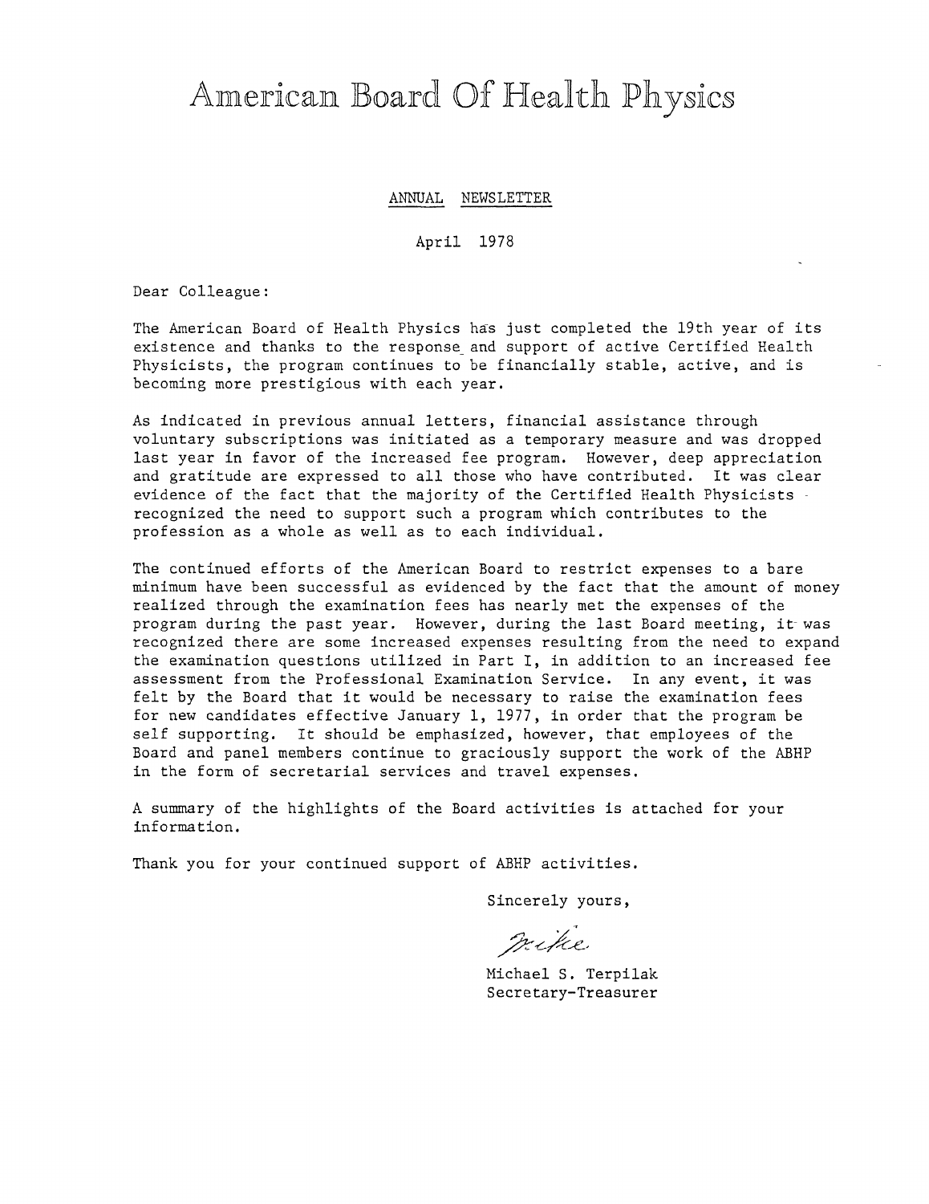# American Board Of Health Physics

ANNUAL NEWSLETTER

April 1978

Dear Colleague:

The American Board of Health Physics has just completed the 19th year of its existence and thanks to the response and support of active Certified Health Physicists, the program continues to be financially stable, active, and is becoming more prestigious with each year.

As indicated in previous annual letters, financial assistance through voluntary subscriptions was initiated as a temporary measure and was dropped last year in favor of the increased fee program. However, deep appreciation and gratitude are expressed to all those who have contributed. It was clear evidence of the fact that the majority of the Certified Health Physicists recognized the need to support such a program which contributes to the profession as a whole as well as to each individual.

The continued efforts of the American Board to restrict expenses to a bare minimum have been successful as evidenced by the fact that the amount of money realized through the examination fees has nearly met the expenses of the program during the past year. However, during the last Board meeting, it was recognized there are some increased expenses resulting from the need to expand the examination questions utilized in Part I, in addition to an increased fee assessment from the Professional Examination Service. In any event, it was felt by the Board that it would be necessary to raise the examination fees for new candidates effective January 1, 1977, in order that the program be self supporting. It should be emphasized, however, that employees of the Board and panel members continue to graciously support the work of the ABHP in the form of secretarial services and travel expenses.

A summary of the highlights of the Board activities is attached for your information.

Thank you for your continued support of ABHP activities.

Sincerely yours,

Mike

Michael S. Terpilak
Secretary-Treasurer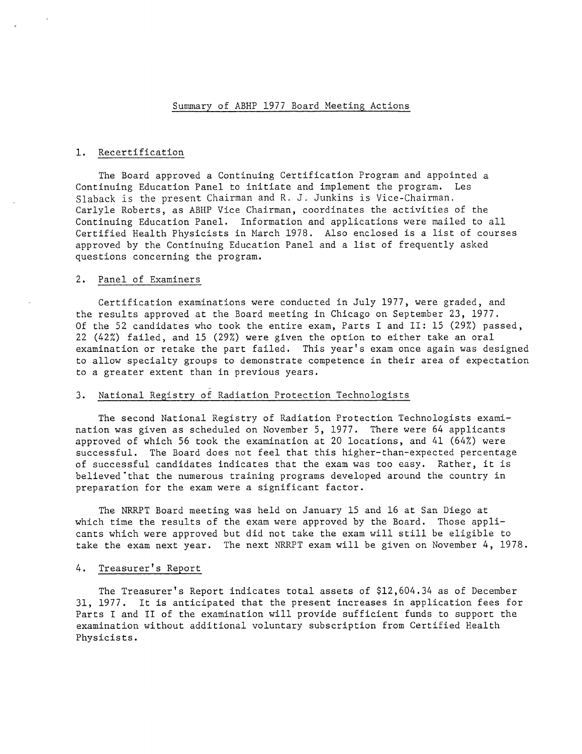## Summary of ABHP 1977 Board Meeting Actions

### 1. Recertification

The Board approved a Continuing Certification Program and appointed a Continuing Education Panel to initiate and implement the program. Les Slaback is the present Chairman and R. J. Junkins is Vice-Chairman. Carlyle Roberts, as ABHP Vice Chairman, coordinates the activities of the Continuing Education Panel. Information and applications were mailed to all Certified Health Physicists in March 1978. Also enclosed is a list of courses approved by the Continuing Education Panel and a list of frequently asked questions concerning the program.

### 2. Panel of Examiners

Certification examinations were conducted in July 1977, were graded, and the results approved at the Board meeting in Chicago on September 23, 1977. Of the 52 candidates who took the entire exam, Parts I and II: 15 (29%) passed, 22 (42%) failed, and 15 (29%) were given the option to either take an oral examination or retake the part failed. This year's exam once again was designed to allow specialty groups to demonstrate competence in their area of expectation to a greater extent than in previous years.

### 3. National Registry of Radiation Protection Technologists

The second National Registry of Radiation Protection Technologists examination was given as scheduled on November 5, 1977. There were 64 applicants approved of which 56 took the examination at 20 locations, and 41 (64%) were successful. The Board does not feel that this higher-than-expected percentage of successful candidates indicates that the exam was too easy. Rather, it is believed that the numerous training programs developed around the country in preparation for the exam were a significant factor.

The NRRPT Board meeting was held on January 15 and 16 at San Diego at which time the results of the exam were approved by the Board. Those applicants which were approved but did not take the exam will still be eligible to take the exam next year. The next NRRPT exam will be given on November 4, 1978.

### 4. Treasurer's Report

The Treasurer's Report indicates total assets of $12,604.34 as of December 31, 1977. It is anticipated that the present increases in application fees for Parts I and II of the examination will provide sufficient funds to support the examination without additional voluntary subscription from Certified Health Physicists.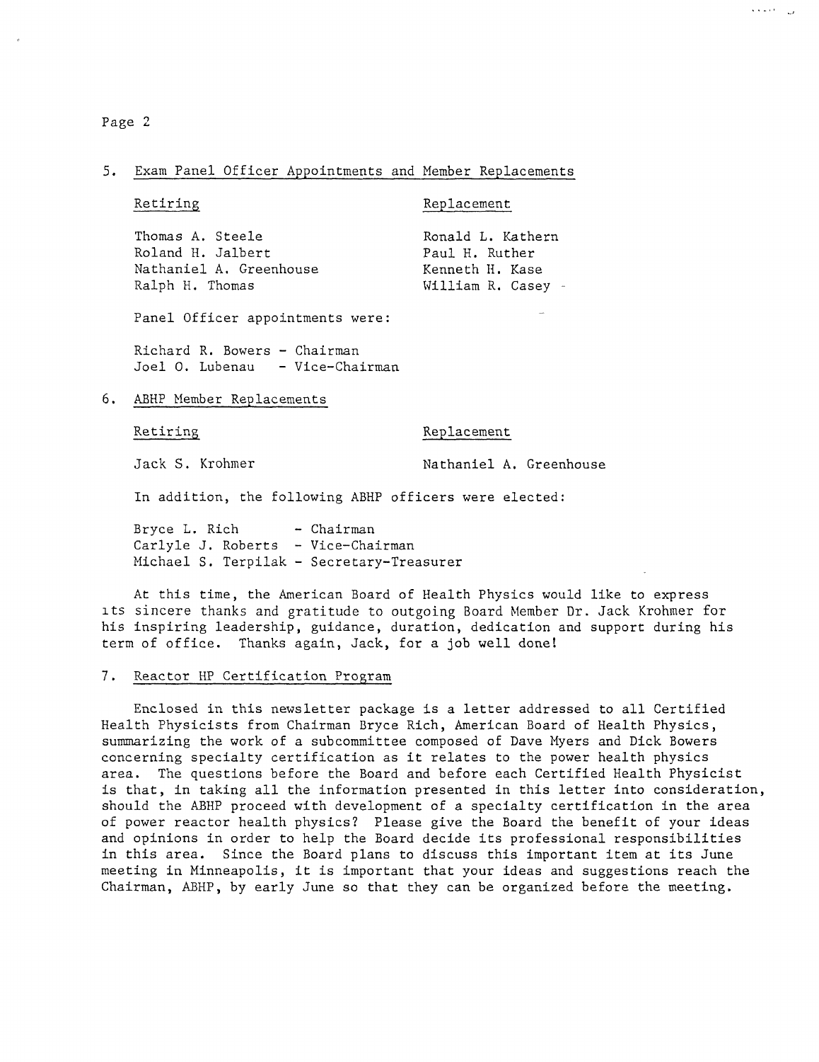5. <u>Exam Panel Officer Appointments and Member Replacements</u>

| Retiring | Replacement |
|---|---|
| Thomas A. Steele | Ronald L. Kathern |
| Roland H. Jalbert | Paul H. Ruther |
| Nathaniel A. Greenhouse | Kenneth H. Kase |
| Ralph H. Thomas | William R. Casey |

Panel Officer appointments were:

Richard R. Bowers - Chairman
Joel O. Lubenau - Vice-Chairman

6. <u>ABHP Member Replacements</u>

| Retiring | Replacement |
|---|---|
| Jack S. Krohmer | Nathaniel A. Greenhouse |

In addition, the following ABHP officers were elected:

Bryce L. Rich - Chairman
Carlyle J. Roberts - Vice-Chairman
Michael S. Terpilak - Secretary-Treasurer

At this time, the American Board of Health Physics would like to express its sincere thanks and gratitude to outgoing Board Member Dr. Jack Krohmer for his inspiring leadership, guidance, duration, dedication and support during his term of office. Thanks again, Jack, for a job well done!

7. <u>Reactor HP Certification Program</u>

Enclosed in this newsletter package is a letter addressed to all Certified Health Physicists from Chairman Bryce Rich, American Board of Health Physics, summarizing the work of a subcommittee composed of Dave Myers and Dick Bowers concerning specialty certification as it relates to the power health physics area. The questions before the Board and before each Certified Health Physicist is that, in taking all the information presented in this letter into consideration, should the ABHP proceed with development of a specialty certification in the area of power reactor health physics? Please give the Board the benefit of your ideas and opinions in order to help the Board decide its professional responsibilities in this area. Since the Board plans to discuss this important item at its June meeting in Minneapolis, it is important that your ideas and suggestions reach the Chairman, ABHP, by early June so that they can be organized before the meeting.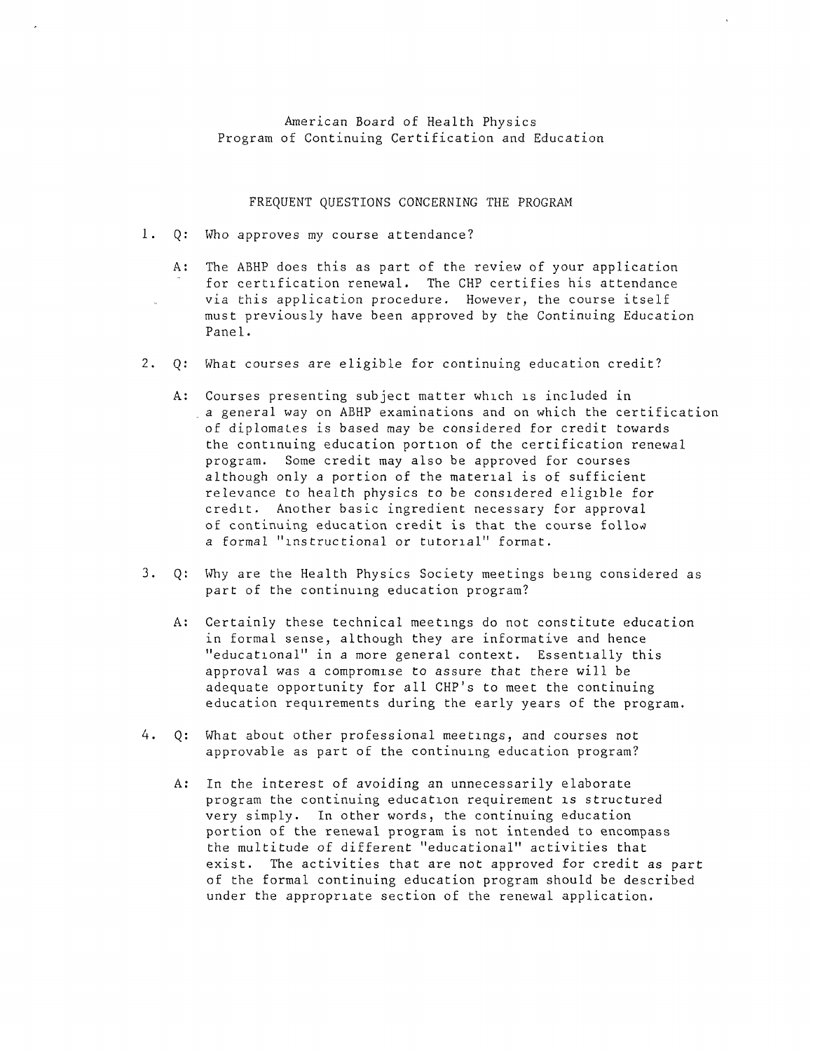American Board of Health Physics
Program of Continuing Certification and Education

FREQUENT QUESTIONS CONCERNING THE PROGRAM

1. Q: Who approves my course attendance?

   A: The ABHP does this as part of the review of your application for certification renewal. The CHP certifies his attendance via this application procedure. However, the course itself must previously have been approved by the Continuing Education Panel.

2. Q: What courses are eligible for continuing education credit?

   A: Courses presenting subject matter which is included in a general way on ABHP examinations and on which the certification of diplomates is based may be considered for credit towards the continuing education portion of the certification renewal program. Some credit may also be approved for courses although only a portion of the material is of sufficient relevance to health physics to be considered eligible for credit. Another basic ingredient necessary for approval of continuing education credit is that the course follow a formal "instructional or tutorial" format.

3. Q: Why are the Health Physics Society meetings being considered as part of the continuing education program?

   A: Certainly these technical meetings do not constitute education in formal sense, although they are informative and hence "educational" in a more general context. Essentially this approval was a compromise to assure that there will be adequate opportunity for all CHP's to meet the continuing education requirements during the early years of the program.

4. Q: What about other professional meetings, and courses not approvable as part of the continuing education program?

   A: In the interest of avoiding an unnecessarily elaborate program the continuing education requirement is structured very simply. In other words, the continuing education portion of the renewal program is not intended to encompass the multitude of different "educational" activities that exist. The activities that are not approved for credit as part of the formal continuing education program should be described under the appropriate section of the renewal application.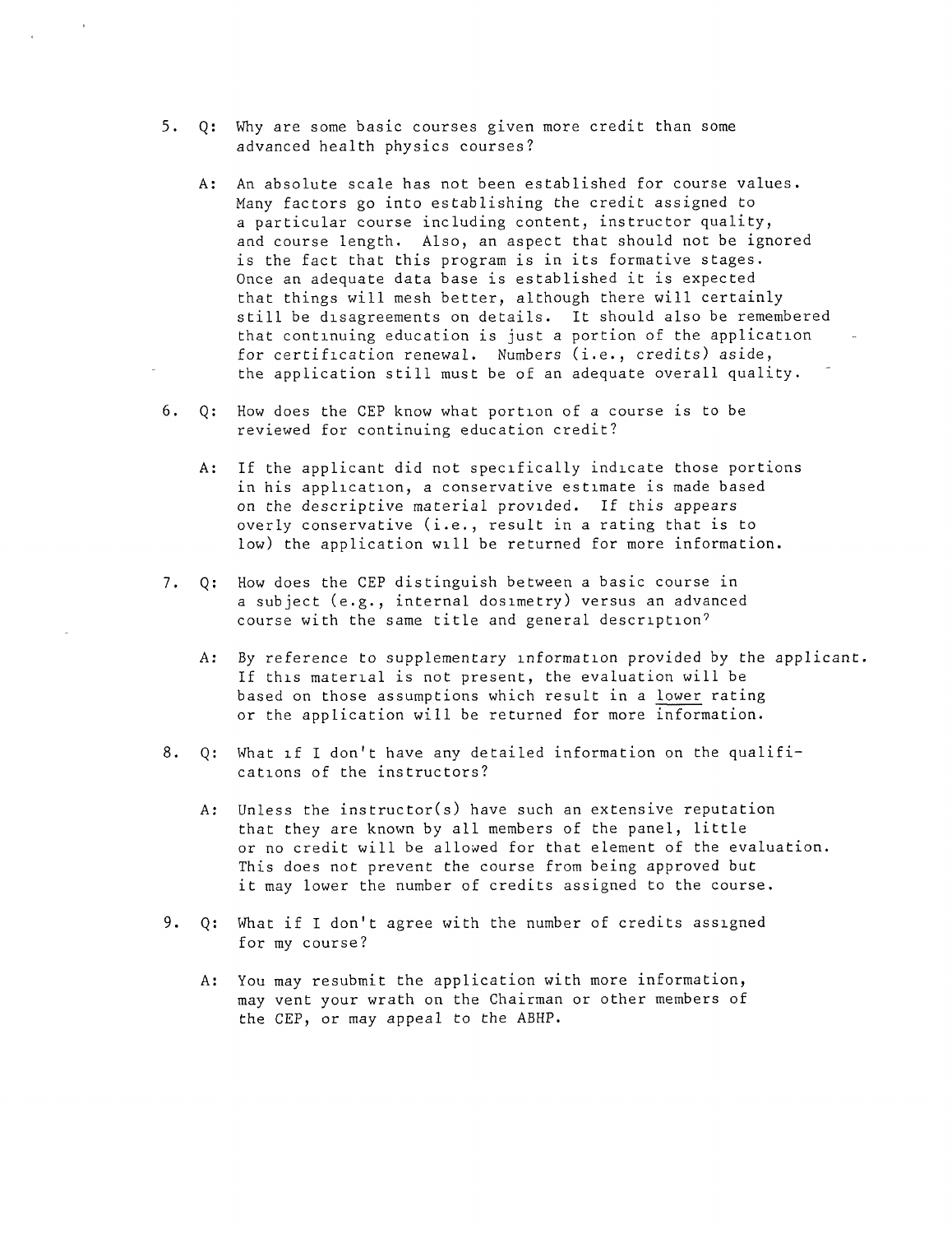5. Q: Why are some basic courses given more credit than some advanced health physics courses?

   A: An absolute scale has not been established for course values. Many factors go into establishing the credit assigned to a particular course including content, instructor quality, and course length. Also, an aspect that should not be ignored is the fact that this program is in its formative stages. Once an adequate data base is established it is expected that things will mesh better, although there will certainly still be disagreements on details. It should also be remembered that continuing education is just a portion of the application for certification renewal. Numbers (i.e., credits) aside, the application still must be of an adequate overall quality.

6. Q: How does the CEP know what portion of a course is to be reviewed for continuing education credit?

   A: If the applicant did not specifically indicate those portions in his application, a conservative estimate is made based on the descriptive material provided. If this appears overly conservative (i.e., result in a rating that is to low) the application will be returned for more information.

7. Q: How does the CEP distinguish between a basic course in a subject (e.g., internal dosimetry) versus an advanced course with the same title and general description?

   A: By reference to supplementary information provided by the applicant. If this material is not present, the evaluation will be based on those assumptions which result in a <u>lower</u> rating or the application will be returned for more information.

8. Q: What if I don't have any detailed information on the qualifications of the instructors?

   A: Unless the instructor(s) have such an extensive reputation that they are known by all members of the panel, little or no credit will be allowed for that element of the evaluation. This does not prevent the course from being approved but it may lower the number of credits assigned to the course.

9. Q: What if I don't agree with the number of credits assigned for my course?

   A: You may resubmit the application with more information, may vent your wrath on the Chairman or other members of the CEP, or may appeal to the ABHP.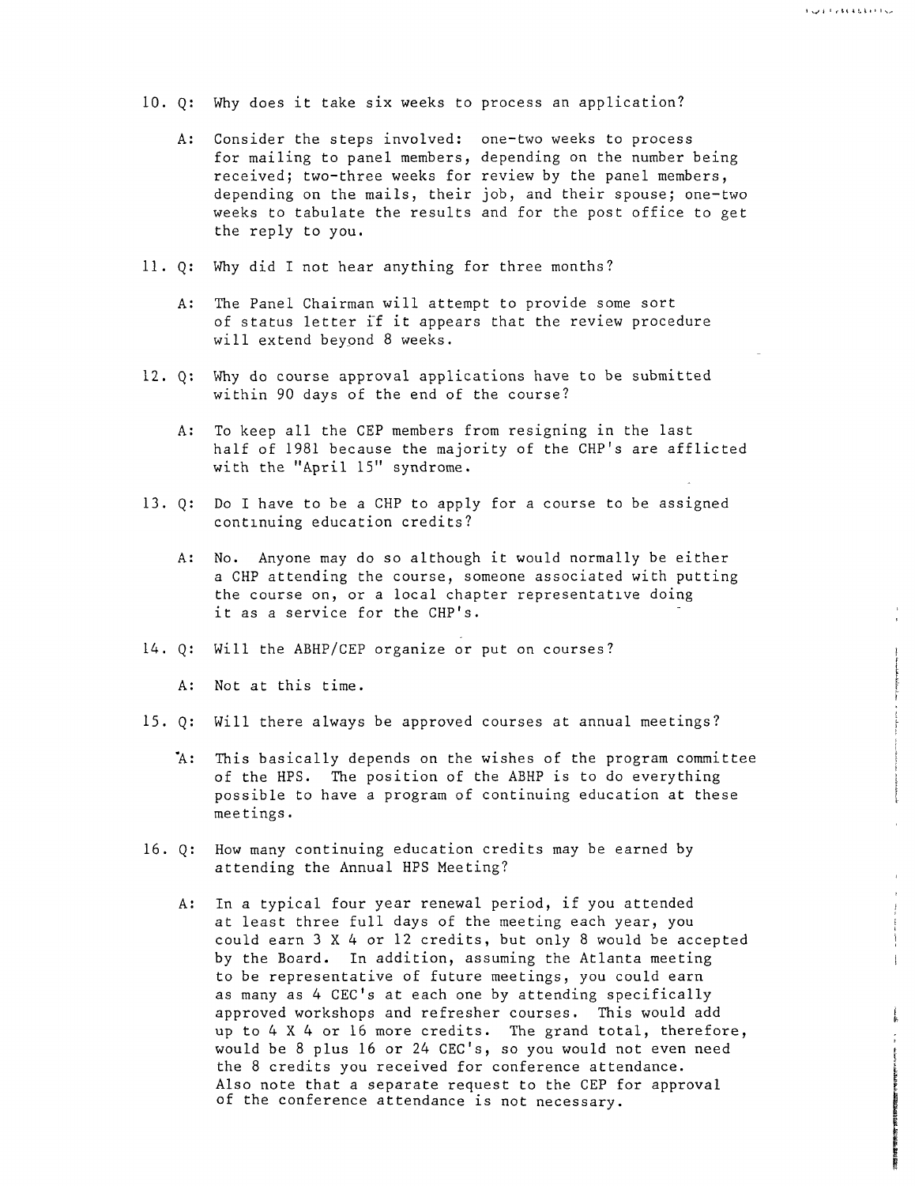10. Q: Why does it take six weeks to process an application?

    A: Consider the steps involved: one-two weeks to process for mailing to panel members, depending on the number being received; two-three weeks for review by the panel members, depending on the mails, their job, and their spouse; one-two weeks to tabulate the results and for the post office to get the reply to you.

11. Q: Why did I not hear anything for three months?

    A: The Panel Chairman will attempt to provide some sort of status letter if it appears that the review procedure will extend beyond 8 weeks.

12. Q: Why do course approval applications have to be submitted within 90 days of the end of the course?

    A: To keep all the CEP members from resigning in the last half of 1981 because the majority of the CHP's are afflicted with the "April 15" syndrome.

13. Q: Do I have to be a CHP to apply for a course to be assigned continuing education credits?

    A: No. Anyone may do so although it would normally be either a CHP attending the course, someone associated with putting the course on, or a local chapter representative doing it as a service for the CHP's.

14. Q: Will the ABHP/CEP organize or put on courses?

    A: Not at this time.

15. Q: Will there always be approved courses at annual meetings?

    A: This basically depends on the wishes of the program committee of the HPS. The position of the ABHP is to do everything possible to have a program of continuing education at these meetings.

16. Q: How many continuing education credits may be earned by attending the Annual HPS Meeting?

    A: In a typical four year renewal period, if you attended at least three full days of the meeting each year, you could earn 3 X 4 or 12 credits, but only 8 would be accepted by the Board. In addition, assuming the Atlanta meeting to be representative of future meetings, you could earn as many as 4 CEC's at each one by attending specifically approved workshops and refresher courses. This would add up to 4 X 4 or 16 more credits. The grand total, therefore, would be 8 plus 16 or 24 CEC's, so you would not even need the 8 credits you received for conference attendance. Also note that a separate request to the CEP for approval of the conference attendance is not necessary.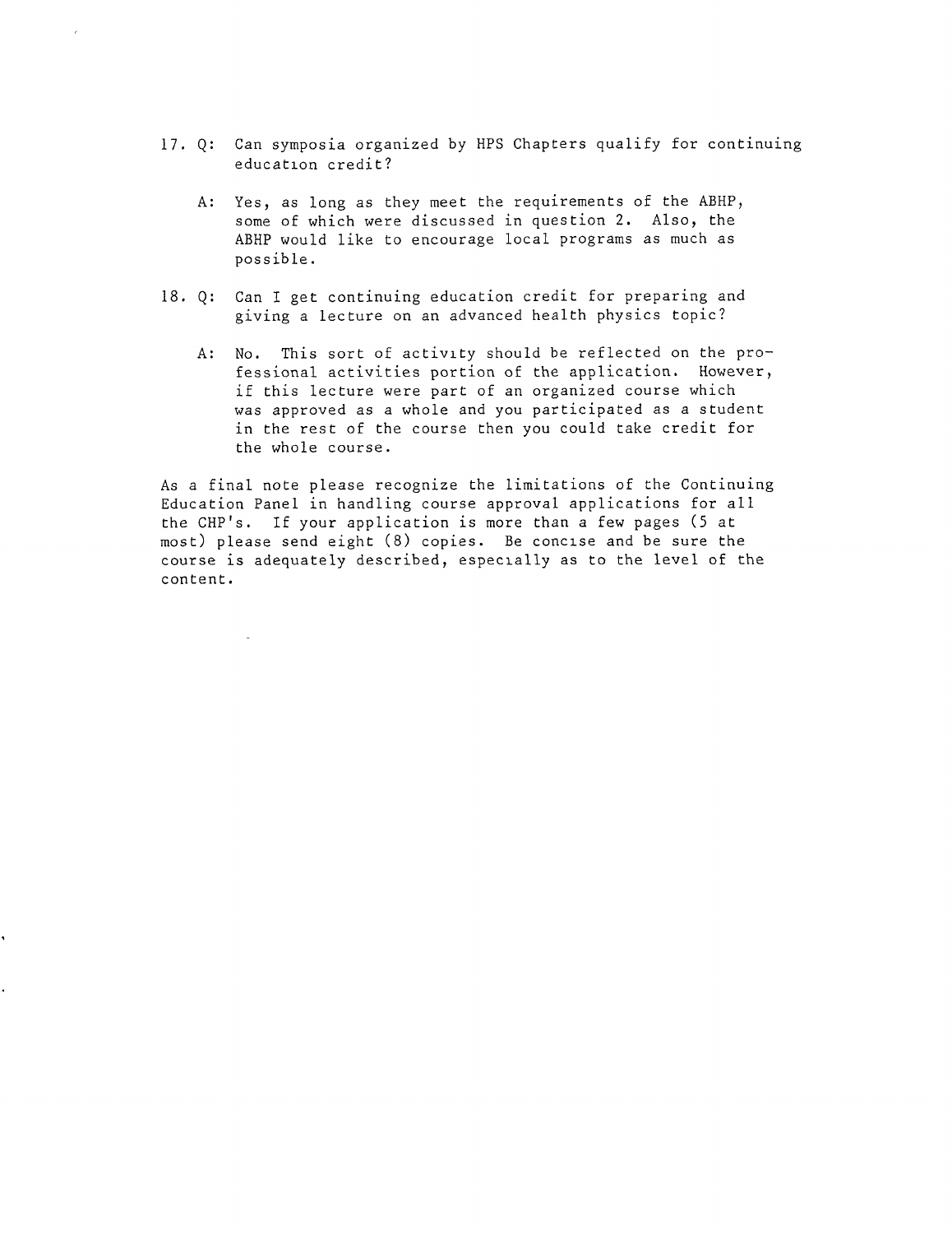17. Q: Can symposia organized by HPS Chapters qualify for continuing education credit?

    A: Yes, as long as they meet the requirements of the ABHP, some of which were discussed in question 2. Also, the ABHP would like to encourage local programs as much as possible.

18. Q: Can I get continuing education credit for preparing and giving a lecture on an advanced health physics topic?

    A: No. This sort of activity should be reflected on the professional activities portion of the application. However, if this lecture were part of an organized course which was approved as a whole and you participated as a student in the rest of the course then you could take credit for the whole course.

As a final note please recognize the limitations of the Continuing Education Panel in handling course approval applications for all the CHP's. If your application is more than a few pages (5 at most) please send eight (8) copies. Be concise and be sure the course is adequately described, especially as to the level of the content.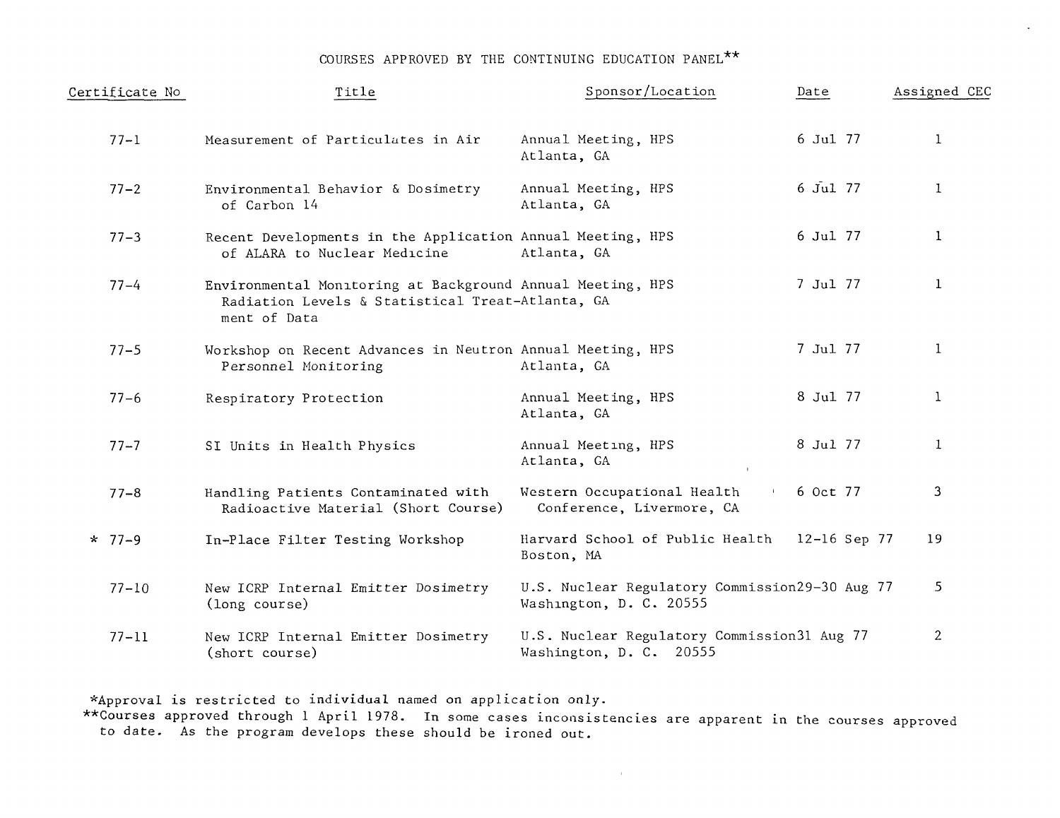COURSES APPROVED BY THE CONTINUING EDUCATION PANEL**

| Certificate No | Title | Sponsor/Location | Date | Assigned CEC |
|---|---|---|---|---|
| 77-1 | Measurement of Particulates in Air | Annual Meeting, HPS Atlanta, GA | 6 Jul 77 | 1 |
| 77-2 | Environmental Behavior & Dosimetry of Carbon 14 | Annual Meeting, HPS Atlanta, GA | 6 Jul 77 | 1 |
| 77-3 | Recent Developments in the Application of ALARA to Nuclear Medicine | Annual Meeting, HPS Atlanta, GA | 6 Jul 77 | 1 |
| 77-4 | Environmental Monitoring at Background Radiation Levels & Statistical Treatment of Data | Annual Meeting, HPS Atlanta, GA | 7 Jul 77 | 1 |
| 77-5 | Workshop on Recent Advances in Neutron Personnel Monitoring | Annual Meeting, HPS Atlanta, GA | 7 Jul 77 | 1 |
| 77-6 | Respiratory Protection | Annual Meeting, HPS Atlanta, GA | 8 Jul 77 | 1 |
| 77-7 | SI Units in Health Physics | Annual Meeting, HPS Atlanta, GA | 8 Jul 77 | 1 |
| 77-8 | Handling Patients Contaminated with Radioactive Material (Short Course) | Western Occupational Health Conference, Livermore, CA | 6 Oct 77 | 3 |
| * 77-9 | In-Place Filter Testing Workshop | Harvard School of Public Health Boston, MA | 12-16 Sep 77 | 19 |
| 77-10 | New ICRP Internal Emitter Dosimetry (long course) | U.S. Nuclear Regulatory Commission Washington, D. C. 20555 | 29-30 Aug 77 | 5 |
| 77-11 | New ICRP Internal Emitter Dosimetry (short course) | U.S. Nuclear Regulatory Commission Washington, D. C. 20555 | 31 Aug 77 | 2 |

*Approval is restricted to individual named on application only.

**Courses approved through 1 April 1978. In some cases inconsistencies are apparent in the courses approved to date. As the program develops these should be ironed out.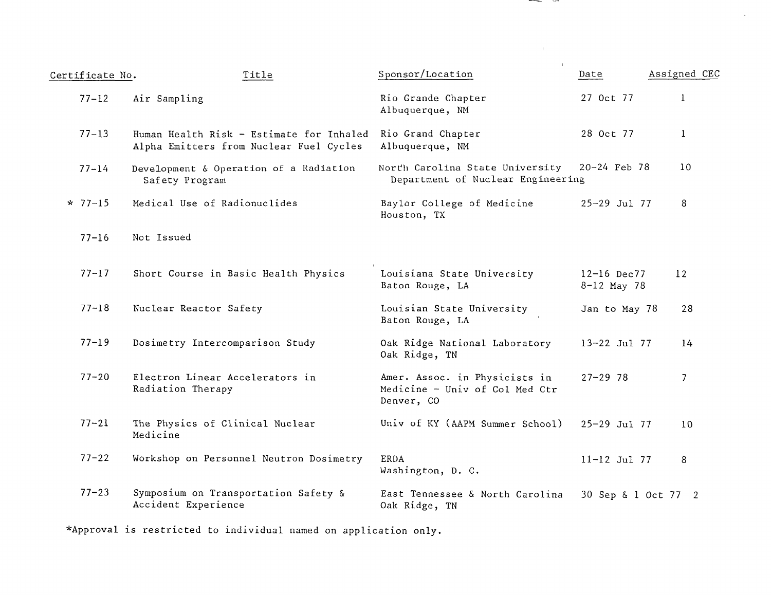| Certificate No. | Title | Sponsor/Location | Date | Assigned CEC |
|---|---|---|---|---|
| 77-12 | Air Sampling | Rio Grande Chapter Albuquerque, NM | 27 Oct 77 | 1 |
| 77-13 | Human Health Risk - Estimate for Inhaled Alpha Emitters from Nuclear Fuel Cycles | Rio Grand Chapter Albuquerque, NM | 28 Oct 77 | 1 |
| 77-14 | Development & Operation of a Radiation Safety Program | North Carolina State University Department of Nuclear Engineering | 20-24 Feb 78 | 10 |
| * 77-15 | Medical Use of Radionuclides | Baylor College of Medicine Houston, TX | 25-29 Jul 77 | 8 |
| 77-16 | Not Issued | | | |
| 77-17 | Short Course in Basic Health Physics | Louisiana State University Baton Rouge, LA | 12-16 Dec77 8-12 May 78 | 12 |
| 77-18 | Nuclear Reactor Safety | Louisian State University Baton Rouge, LA | Jan to May 78 | 28 |
| 77-19 | Dosimetry Intercomparison Study | Oak Ridge National Laboratory Oak Ridge, TN | 13-22 Jul 77 | 14 |
| 77-20 | Electron Linear Accelerators in Radiation Therapy | Amer. Assoc. in Physicists in Medicine - Univ of Col Med Ctr Denver, CO | 27-29 78 | 7 |
| 77-21 | The Physics of Clinical Nuclear Medicine | Univ of KY (AAPM Summer School) | 25-29 Jul 77 | 10 |
| 77-22 | Workshop on Personnel Neutron Dosimetry | ERDA Washington, D. C. | 11-12 Jul 77 | 8 |
| 77-23 | Symposium on Transportation Safety & Accident Experience | East Tennessee & North Carolina Oak Ridge, TN | 30 Sep & 1 Oct 77 | 2 |

*Approval is restricted to individual named on application only.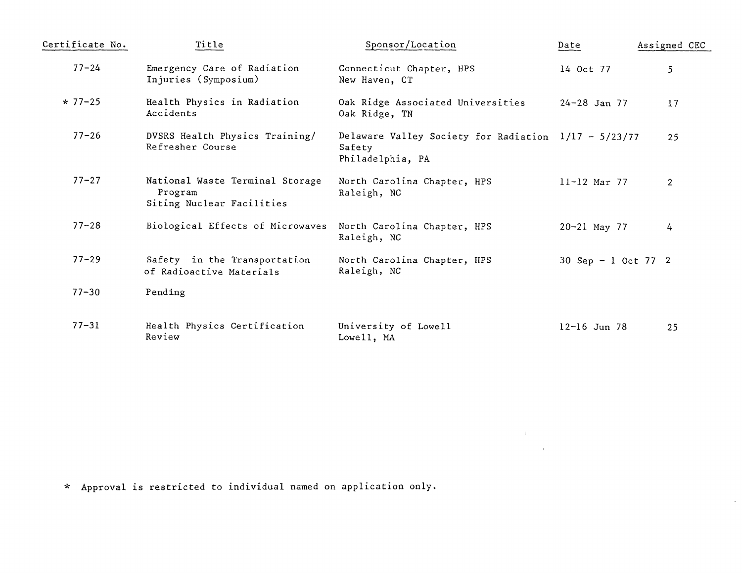| Certificate No. | Title | Sponsor/Location | Date | Assigned CEC |
|---|---|---|---|---|
| 77-24 | Emergency Care of Radiation Injuries (Symposium) | Connecticut Chapter, HPS New Haven, CT | 14 Oct 77 | 5 |
| * 77-25 | Health Physics in Radiation Accidents | Oak Ridge Associated Universities Oak Ridge, TN | 24-28 Jan 77 | 17 |
| 77-26 | DVSRS Health Physics Training/ Refresher Course | Delaware Valley Society for Radiation Safety Philadelphia, PA | 1/17 - 5/23/77 | 25 |
| 77-27 | National Waste Terminal Storage Program Siting Nuclear Facilities | North Carolina Chapter, HPS Raleigh, NC | 11-12 Mar 77 | 2 |
| 77-28 | Biological Effects of Microwaves | North Carolina Chapter, HPS Raleigh, NC | 20-21 May 77 | 4 |
| 77-29 | Safety in the Transportation of Radioactive Materials | North Carolina Chapter, HPS Raleigh, NC | 30 Sep - 1 Oct 77 | 2 |
| 77-30 | Pending | | | |
| 77-31 | Health Physics Certification Review | University of Lowell Lowell, MA | 12-16 Jun 78 | 25 |

* Approval is restricted to individual named on application only.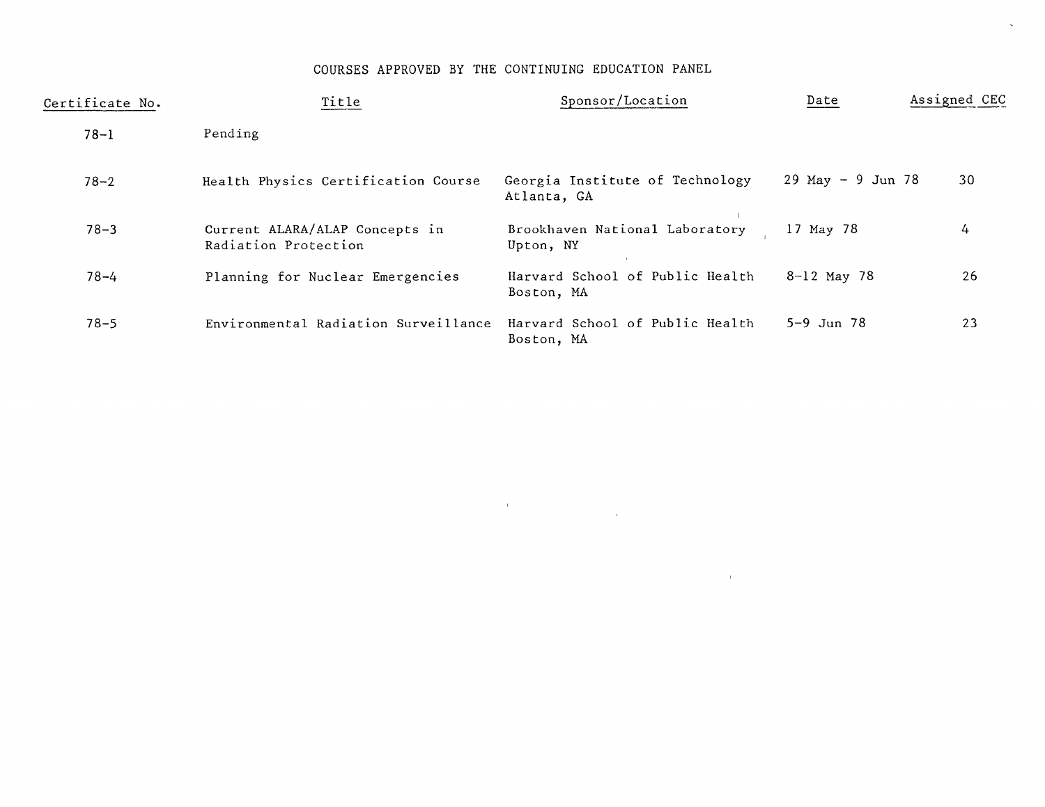COURSES APPROVED BY THE CONTINUING EDUCATION PANEL

| Certificate No. | Title | Sponsor/Location | Date | Assigned CEC |
|---|---|---|---|---|
| 78-1 | Pending | | | |
| 78-2 | Health Physics Certification Course | Georgia Institute of Technology Atlanta, GA | 29 May - 9 Jun 78 | 30 |
| 78-3 | Current ALARA/ALAP Concepts in Radiation Protection | Brookhaven National Laboratory Upton, NY | 17 May 78 | 4 |
| 78-4 | Planning for Nuclear Emergencies | Harvard School of Public Health Boston, MA | 8-12 May 78 | 26 |
| 78-5 | Environmental Radiation Surveillance | Harvard School of Public Health Boston, MA | 5-9 Jun 78 | 23 |